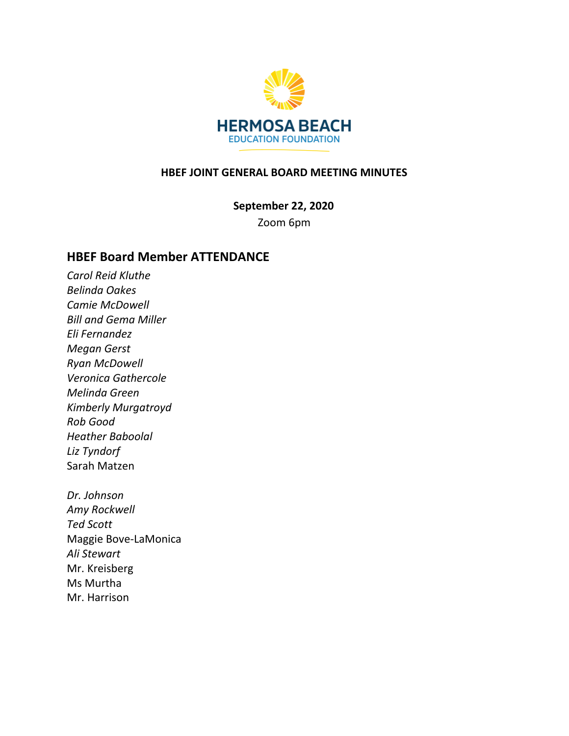HERMOSA BEACH
EDUCATION FOUNDATION

**HBEF JOINT GENERAL BOARD MEETING MINUTES**

**September 22, 2020**

Zoom 6pm

## HBEF Board Member ATTENDANCE

*Carol Reid Kluthe*
*Belinda Oakes*
*Camie McDowell*
*Bill and Gema Miller*
*Eli Fernandez*
*Megan Gerst*
*Ryan McDowell*
*Veronica Gathercole*
*Melinda Green*
*Kimberly Murgatroyd*
*Rob Good*
*Heather Baboolal*
*Liz Tyndorf*
Sarah Matzen

*Dr. Johnson*
*Amy Rockwell*
*Ted Scott*
Maggie Bove-LaMonica
*Ali Stewart*
Mr. Kreisberg
Ms Murtha
Mr. Harrison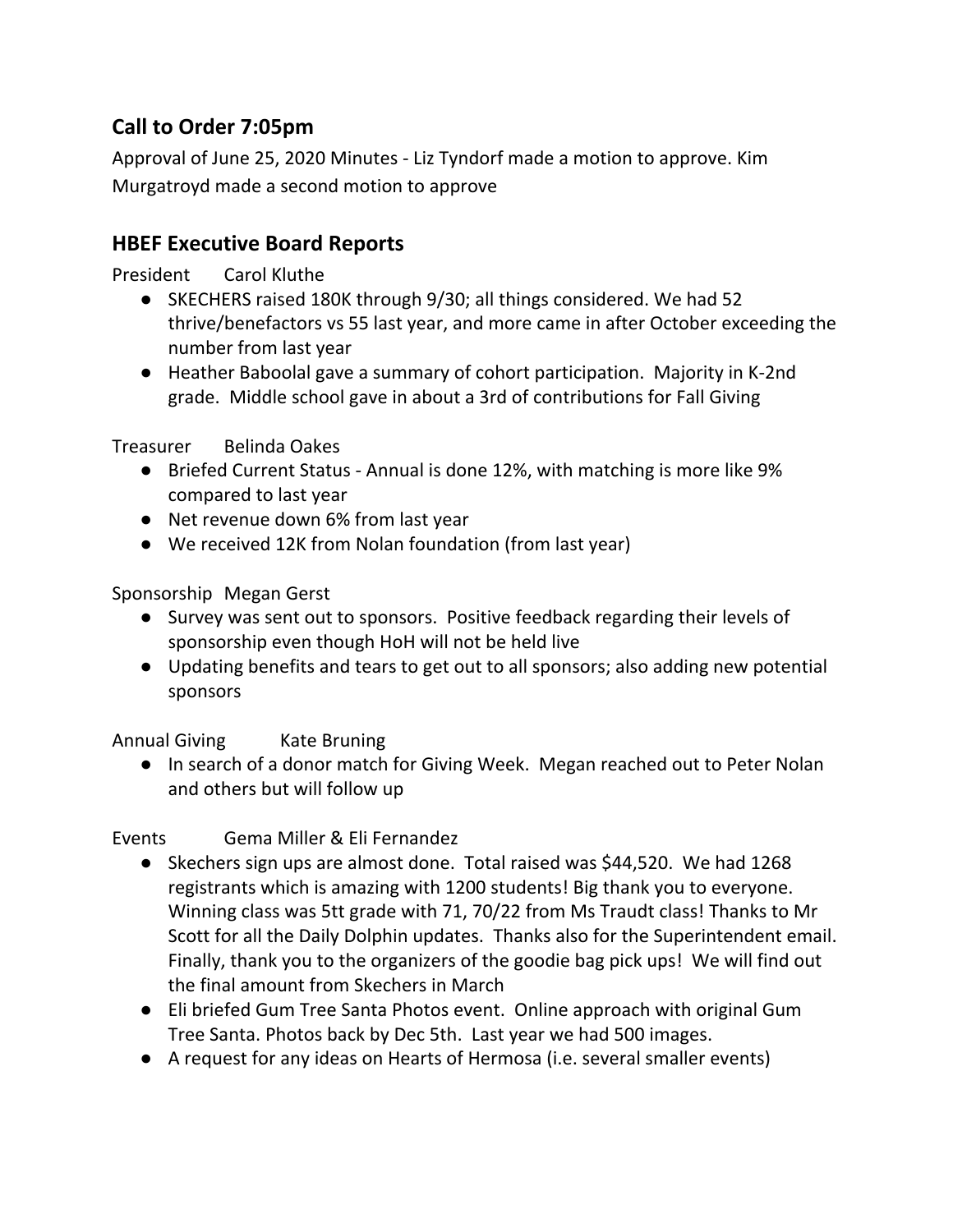## Call to Order 7:05pm

Approval of June 25, 2020 Minutes - Liz Tyndorf made a motion to approve. Kim Murgatroyd made a second motion to approve

## HBEF Executive Board Reports

President  Carol Kluthe

- SKECHERS raised 180K through 9/30; all things considered. We had 52 thrive/benefactors vs 55 last year, and more came in after October exceeding the number from last year
- Heather Baboolal gave a summary of cohort participation. Majority in K-2nd grade. Middle school gave in about a 3rd of contributions for Fall Giving

Treasurer  Belinda Oakes

- Briefed Current Status - Annual is done 12%, with matching is more like 9% compared to last year
- Net revenue down 6% from last year
- We received 12K from Nolan foundation (from last year)

Sponsorship  Megan Gerst

- Survey was sent out to sponsors. Positive feedback regarding their levels of sponsorship even though HoH will not be held live
- Updating benefits and tears to get out to all sponsors; also adding new potential sponsors

Annual Giving  Kate Bruning

- In search of a donor match for Giving Week. Megan reached out to Peter Nolan and others but will follow up

Events  Gema Miller & Eli Fernandez

- Skechers sign ups are almost done. Total raised was $44,520. We had 1268 registrants which is amazing with 1200 students! Big thank you to everyone. Winning class was 5tt grade with 71, 70/22 from Ms Traudt class! Thanks to Mr Scott for all the Daily Dolphin updates. Thanks also for the Superintendent email. Finally, thank you to the organizers of the goodie bag pick ups! We will find out the final amount from Skechers in March
- Eli briefed Gum Tree Santa Photos event. Online approach with original Gum Tree Santa. Photos back by Dec 5th. Last year we had 500 images.
- A request for any ideas on Hearts of Hermosa (i.e. several smaller events)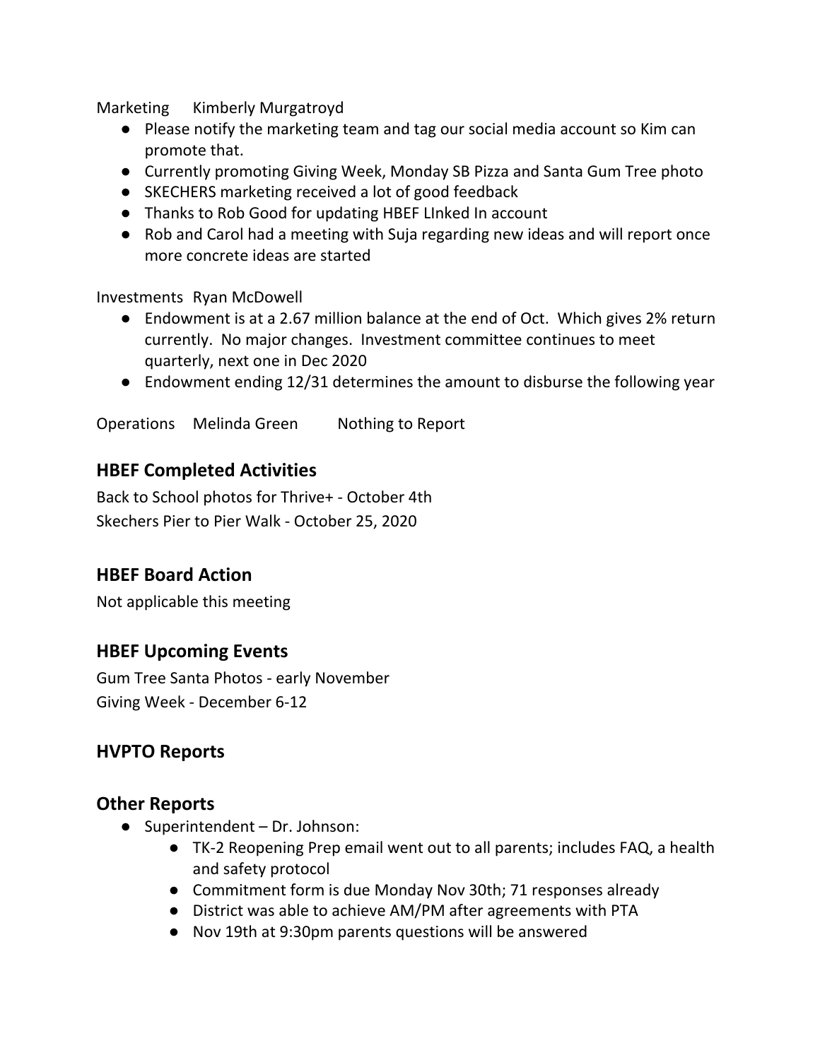Marketing Kimberly Murgatroyd

- Please notify the marketing team and tag our social media account so Kim can promote that.
- Currently promoting Giving Week, Monday SB Pizza and Santa Gum Tree photo
- SKECHERS marketing received a lot of good feedback
- Thanks to Rob Good for updating HBEF LInked In account
- Rob and Carol had a meeting with Suja regarding new ideas and will report once more concrete ideas are started

Investments Ryan McDowell

- Endowment is at a 2.67 million balance at the end of Oct. Which gives 2% return currently. No major changes. Investment committee continues to meet quarterly, next one in Dec 2020
- Endowment ending 12/31 determines the amount to disburse the following year

Operations Melinda Green Nothing to Report

## HBEF Completed Activities

Back to School photos for Thrive+ - October 4th
Skechers Pier to Pier Walk - October 25, 2020

## HBEF Board Action

Not applicable this meeting

## HBEF Upcoming Events

Gum Tree Santa Photos - early November
Giving Week - December 6-12

## HVPTO Reports

## Other Reports

- Superintendent – Dr. Johnson:
    - TK-2 Reopening Prep email went out to all parents; includes FAQ, a health and safety protocol
    - Commitment form is due Monday Nov 30th; 71 responses already
    - District was able to achieve AM/PM after agreements with PTA
    - Nov 19th at 9:30pm parents questions will be answered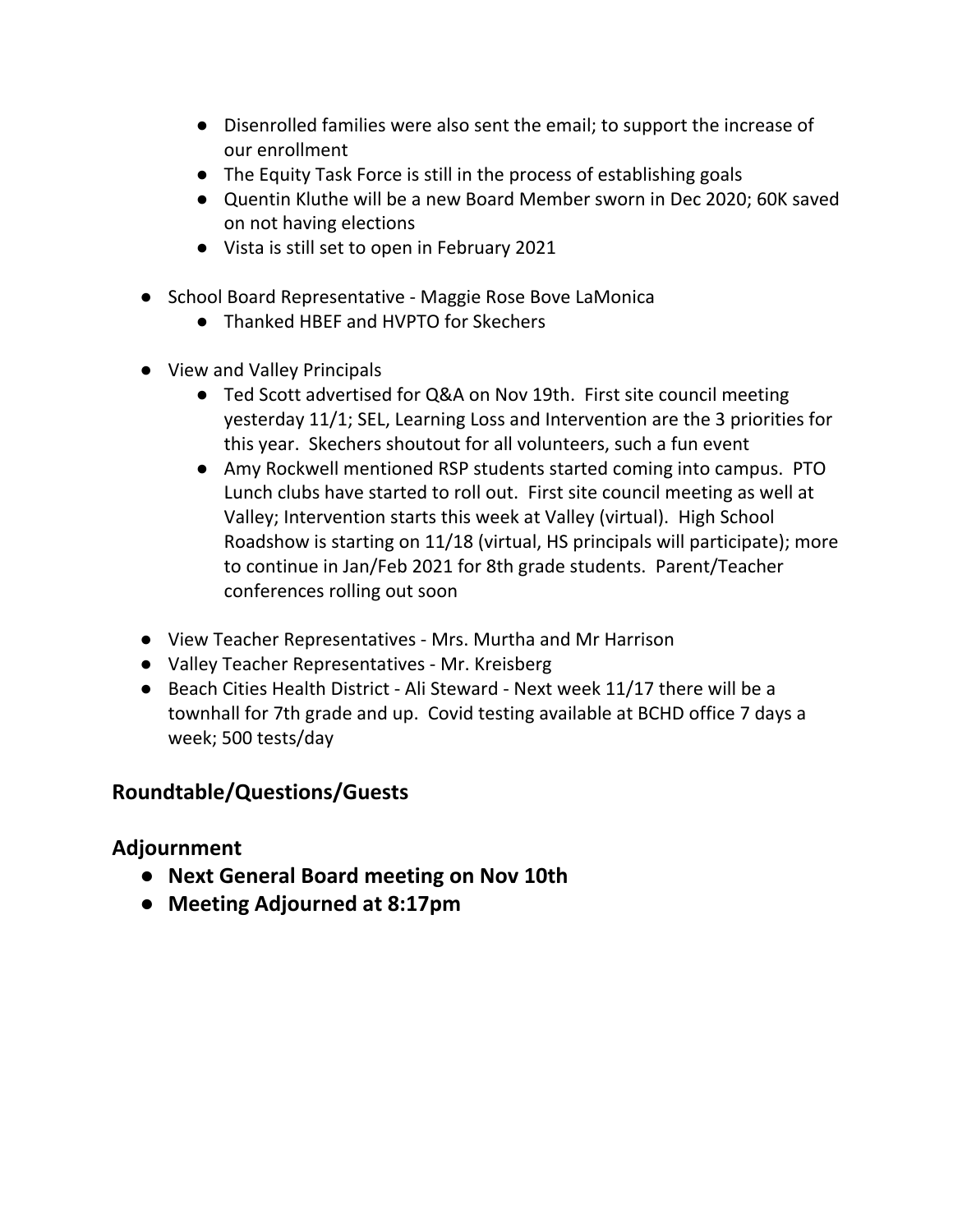- Disenrolled families were also sent the email; to support the increase of our enrollment
  - The Equity Task Force is still in the process of establishing goals
  - Quentin Kluthe will be a new Board Member sworn in Dec 2020; 60K saved on not having elections
  - Vista is still set to open in February 2021

- School Board Representative - Maggie Rose Bove LaMonica
  - Thanked HBEF and HVPTO for Skechers

- View and Valley Principals
  - Ted Scott advertised for Q&A on Nov 19th. First site council meeting yesterday 11/1; SEL, Learning Loss and Intervention are the 3 priorities for this year. Skechers shoutout for all volunteers, such a fun event
  - Amy Rockwell mentioned RSP students started coming into campus. PTO Lunch clubs have started to roll out. First site council meeting as well at Valley; Intervention starts this week at Valley (virtual). High School Roadshow is starting on 11/18 (virtual, HS principals will participate); more to continue in Jan/Feb 2021 for 8th grade students. Parent/Teacher conferences rolling out soon

- View Teacher Representatives - Mrs. Murtha and Mr Harrison
- Valley Teacher Representatives - Mr. Kreisberg
- Beach Cities Health District - Ali Steward - Next week 11/17 there will be a townhall for 7th grade and up. Covid testing available at BCHD office 7 days a week; 500 tests/day

## Roundtable/Questions/Guests

## Adjournment

- **Next General Board meeting on Nov 10th**
- **Meeting Adjourned at 8:17pm**